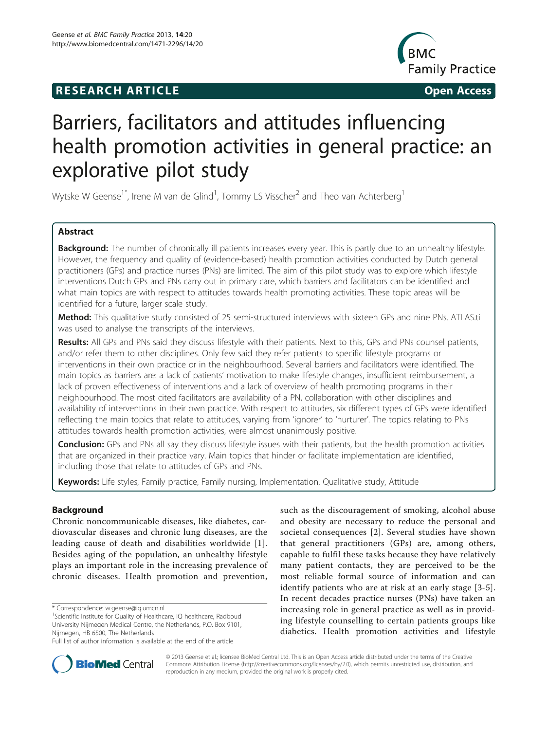RESEARCH ARTICLE Open Access

# Barriers, facilitators and attitudes influencing health promotion activities in general practice: an explorative pilot study

Wytske W Geense[1*], Irene M van de Glind[1], Tommy LS Visscher[2] and Theo van Achterberg[1]

## Abstract

**Background:** The number of chronically ill patients increases every year. This is partly due to an unhealthy lifestyle. However, the frequency and quality of (evidence-based) health promotion activities conducted by Dutch general practitioners (GPs) and practice nurses (PNs) are limited. The aim of this pilot study was to explore which lifestyle interventions Dutch GPs and PNs carry out in primary care, which barriers and facilitators can be identified and what main topics are with respect to attitudes towards health promoting activities. These topic areas will be identified for a future, larger scale study.

**Method:** This qualitative study consisted of 25 semi-structured interviews with sixteen GPs and nine PNs. ATLAS.ti was used to analyse the transcripts of the interviews.

**Results:** All GPs and PNs said they discuss lifestyle with their patients. Next to this, GPs and PNs counsel patients, and/or refer them to other disciplines. Only few said they refer patients to specific lifestyle programs or interventions in their own practice or in the neighbourhood. Several barriers and facilitators were identified. The main topics as barriers are: a lack of patients' motivation to make lifestyle changes, insufficient reimbursement, a lack of proven effectiveness of interventions and a lack of overview of health promoting programs in their neighbourhood. The most cited facilitators are availability of a PN, collaboration with other disciplines and availability of interventions in their own practice. With respect to attitudes, six different types of GPs were identified reflecting the main topics that relate to attitudes, varying from 'ignorer' to 'nurturer'. The topics relating to PNs attitudes towards health promotion activities, were almost unanimously positive.

**Conclusion:** GPs and PNs all say they discuss lifestyle issues with their patients, but the health promotion activities that are organized in their practice vary. Main topics that hinder or facilitate implementation are identified, including those that relate to attitudes of GPs and PNs.

**Keywords:** Life styles, Family practice, Family nursing, Implementation, Qualitative study, Attitude

## Background

Chronic noncommunicable diseases, like diabetes, cardiovascular diseases and chronic lung diseases, are the leading cause of death and disabilities worldwide [1]. Besides aging of the population, an unhealthy lifestyle plays an important role in the increasing prevalence of chronic diseases. Health promotion and prevention, such as the discouragement of smoking, alcohol abuse and obesity are necessary to reduce the personal and societal consequences [2]. Several studies have shown that general practitioners (GPs) are, among others, capable to fulfil these tasks because they have relatively many patient contacts, they are perceived to be the most reliable formal source of information and can identify patients who are at risk at an early stage [3-5]. In recent decades practice nurses (PNs) have taken an increasing role in general practice as well as in providing lifestyle counselling to certain patients groups like diabetics. Health promotion activities and lifestyle

\* Correspondence: w.geense@iq.umcn.nl

[1]Scientific Institute for Quality of Healthcare, IQ healthcare, Radboud University Nijmegen Medical Centre, the Netherlands, P.O. Box 9101, Nijmegen, HB 6500, The Netherlands

Full list of author information is available at the end of the article

© 2013 Geense et al.; licensee BioMed Central Ltd. This is an Open Access article distributed under the terms of the Creative Commons Attribution License (http://creativecommons.org/licenses/by/2.0), which permits unrestricted use, distribution, and reproduction in any medium, provided the original work is properly cited.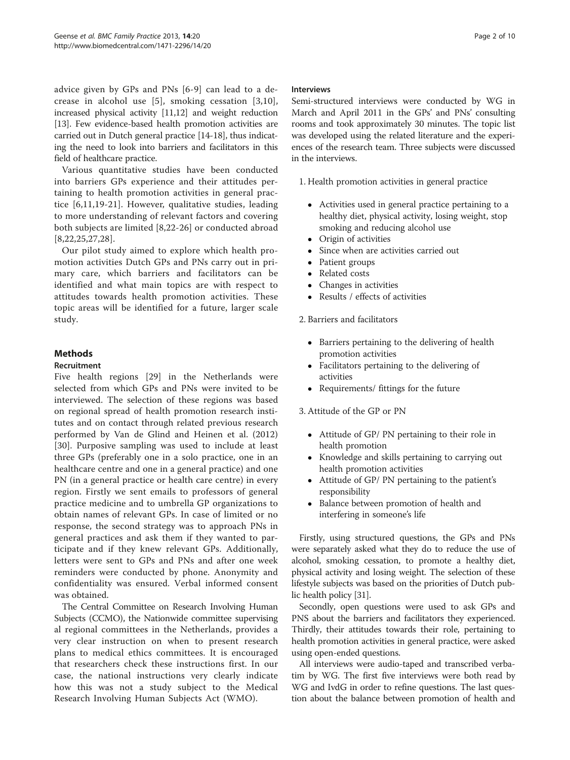advice given by GPs and PNs [6-9] can lead to a decrease in alcohol use [5], smoking cessation [3,10], increased physical activity [11,12] and weight reduction [13]. Few evidence-based health promotion activities are carried out in Dutch general practice [14-18], thus indicating the need to look into barriers and facilitators in this field of healthcare practice.

Various quantitative studies have been conducted into barriers GPs experience and their attitudes pertaining to health promotion activities in general practice [6,11,19-21]. However, qualitative studies, leading to more understanding of relevant factors and covering both subjects are limited [8,22-26] or conducted abroad [8,22,25,27,28].

Our pilot study aimed to explore which health promotion activities Dutch GPs and PNs carry out in primary care, which barriers and facilitators can be identified and what main topics are with respect to attitudes towards health promotion activities. These topic areas will be identified for a future, larger scale study.

## Methods

### Recruitment

Five health regions [29] in the Netherlands were selected from which GPs and PNs were invited to be interviewed. The selection of these regions was based on regional spread of health promotion research institutes and on contact through related previous research performed by Van de Glind and Heinen et al. (2012) [30]. Purposive sampling was used to include at least three GPs (preferably one in a solo practice, one in an healthcare centre and one in a general practice) and one PN (in a general practice or health care centre) in every region. Firstly we sent emails to professors of general practice medicine and to umbrella GP organizations to obtain names of relevant GPs. In case of limited or no response, the second strategy was to approach PNs in general practices and ask them if they wanted to participate and if they knew relevant GPs. Additionally, letters were sent to GPs and PNs and after one week reminders were conducted by phone. Anonymity and confidentiality was ensured. Verbal informed consent was obtained.

The Central Committee on Research Involving Human Subjects (CCMO), the Nationwide committee supervising al regional committees in the Netherlands, provides a very clear instruction on when to present research plans to medical ethics committees. It is encouraged that researchers check these instructions first. In our case, the national instructions very clearly indicate how this was not a study subject to the Medical Research Involving Human Subjects Act (WMO).

### Interviews

Semi-structured interviews were conducted by WG in March and April 2011 in the GPs' and PNs' consulting rooms and took approximately 30 minutes. The topic list was developed using the related literature and the experiences of the research team. Three subjects were discussed in the interviews.

1. Health promotion activities in general practice
   - Activities used in general practice pertaining to a healthy diet, physical activity, losing weight, stop smoking and reducing alcohol use
   - Origin of activities
   - Since when are activities carried out
   - Patient groups
   - Related costs
   - Changes in activities
   - Results / effects of activities
2. Barriers and facilitators
   - Barriers pertaining to the delivering of health promotion activities
   - Facilitators pertaining to the delivering of activities
   - Requirements/ fittings for the future
3. Attitude of the GP or PN
   - Attitude of GP/ PN pertaining to their role in health promotion
   - Knowledge and skills pertaining to carrying out health promotion activities
   - Attitude of GP/ PN pertaining to the patient's responsibility
   - Balance between promotion of health and interfering in someone's life

Firstly, using structured questions, the GPs and PNs were separately asked what they do to reduce the use of alcohol, smoking cessation, to promote a healthy diet, physical activity and losing weight. The selection of these lifestyle subjects was based on the priorities of Dutch public health policy [31].

Secondly, open questions were used to ask GPs and PNS about the barriers and facilitators they experienced. Thirdly, their attitudes towards their role, pertaining to health promotion activities in general practice, were asked using open-ended questions.

All interviews were audio-taped and transcribed verbatim by WG. The first five interviews were both read by WG and IvdG in order to refine questions. The last question about the balance between promotion of health and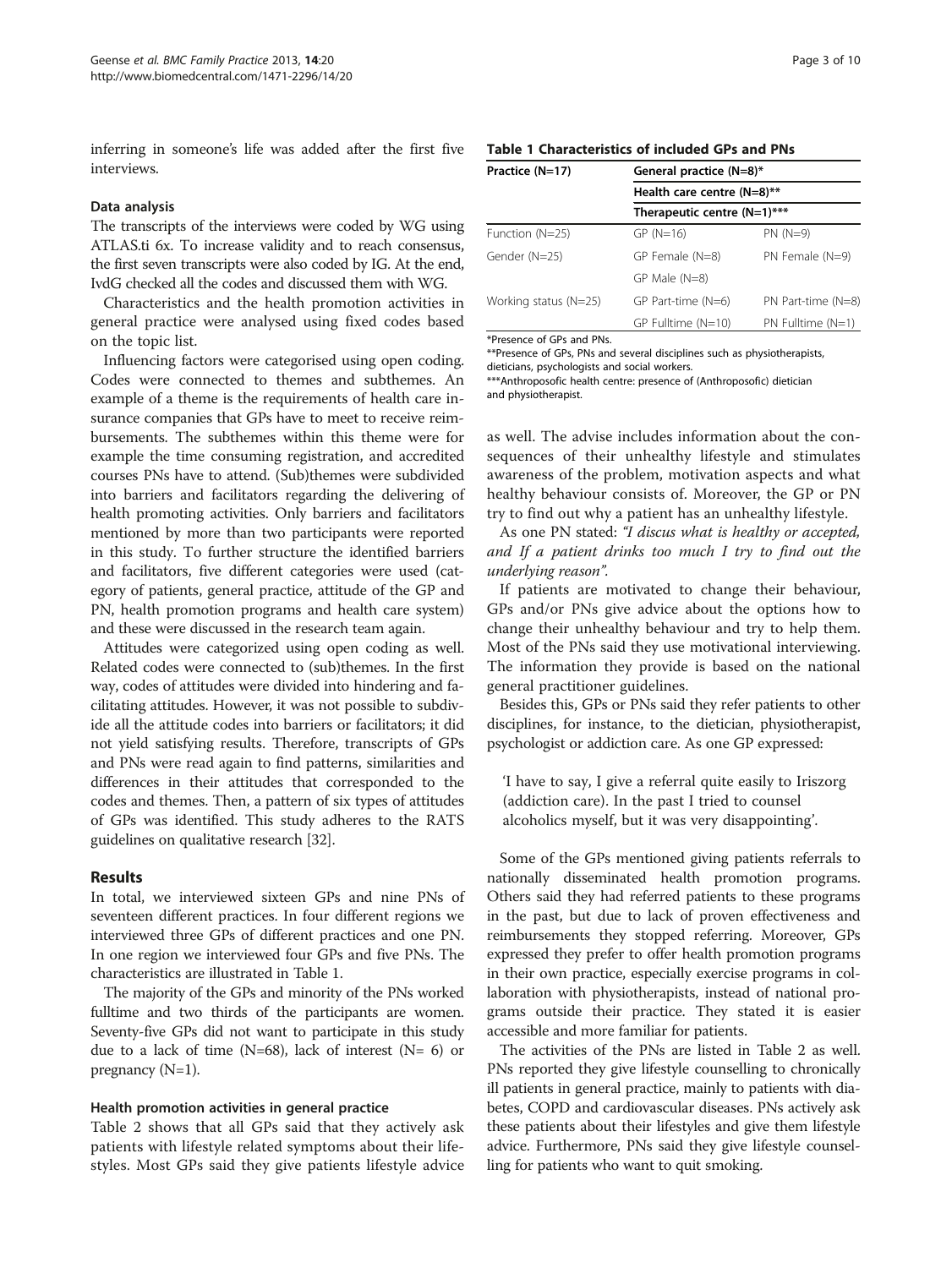inferring in someone's life was added after the first five interviews.

### Data analysis

The transcripts of the interviews were coded by WG using ATLAS.ti 6x. To increase validity and to reach consensus, the first seven transcripts were also coded by IG. At the end, IvdG checked all the codes and discussed them with WG.

Characteristics and the health promotion activities in general practice were analysed using fixed codes based on the topic list.

Influencing factors were categorised using open coding. Codes were connected to themes and subthemes. An example of a theme is the requirements of health care insurance companies that GPs have to meet to receive reimbursements. The subthemes within this theme were for example the time consuming registration, and accredited courses PNs have to attend. (Sub)themes were subdivided into barriers and facilitators regarding the delivering of health promoting activities. Only barriers and facilitators mentioned by more than two participants were reported in this study. To further structure the identified barriers and facilitators, five different categories were used (category of patients, general practice, attitude of the GP and PN, health promotion programs and health care system) and these were discussed in the research team again.

Attitudes were categorized using open coding as well. Related codes were connected to (sub)themes. In the first way, codes of attitudes were divided into hindering and facilitating attitudes. However, it was not possible to subdivide all the attitude codes into barriers or facilitators; it did not yield satisfying results. Therefore, transcripts of GPs and PNs were read again to find patterns, similarities and differences in their attitudes that corresponded to the codes and themes. Then, a pattern of six types of attitudes of GPs was identified. This study adheres to the RATS guidelines on qualitative research [32].

## Results

In total, we interviewed sixteen GPs and nine PNs of seventeen different practices. In four different regions we interviewed three GPs of different practices and one PN. In one region we interviewed four GPs and five PNs. The characteristics are illustrated in Table 1.

The majority of the GPs and minority of the PNs worked fulltime and two thirds of the participants are women. Seventy-five GPs did not want to participate in this study due to a lack of time (N=68), lack of interest (N= 6) or pregnancy (N=1).

### Health promotion activities in general practice

Table 2 shows that all GPs said that they actively ask patients with lifestyle related symptoms about their lifestyles. Most GPs said they give patients lifestyle advice as well. The advise includes information about the consequences of their unhealthy lifestyle and stimulates awareness of the problem, motivation aspects and what healthy behaviour consists of. Moreover, the GP or PN try to find out why a patient has an unhealthy lifestyle.

As one PN stated: *"I discus what is healthy or accepted, and If a patient drinks too much I try to find out the underlying reason".*

If patients are motivated to change their behaviour, GPs and/or PNs give advice about the options how to change their unhealthy behaviour and try to help them. Most of the PNs said they use motivational interviewing. The information they provide is based on the national general practitioner guidelines.

Besides this, GPs or PNs said they refer patients to other disciplines, for instance, to the dietician, physiotherapist, psychologist or addiction care. As one GP expressed:

> 'I have to say, I give a referral quite easily to Iriszorg (addiction care). In the past I tried to counsel alcoholics myself, but it was very disappointing'.

Some of the GPs mentioned giving patients referrals to nationally disseminated health promotion programs. Others said they had referred patients to these programs in the past, but due to lack of proven effectiveness and reimbursements they stopped referring. Moreover, GPs expressed they prefer to offer health promotion programs in their own practice, especially exercise programs in collaboration with physiotherapists, instead of national programs outside their practice. They stated it is easier accessible and more familiar for patients.

The activities of the PNs are listed in Table 2 as well. PNs reported they give lifestyle counselling to chronically ill patients in general practice, mainly to patients with diabetes, COPD and cardiovascular diseases. PNs actively ask these patients about their lifestyles and give them lifestyle advice. Furthermore, PNs said they give lifestyle counselling for patients who want to quit smoking.

**Table 1 Characteristics of included GPs and PNs**

| Practice (N=17) | General practice (N=8)* | |
|---|---|---|
| | Health care centre (N=8)** | |
| | Therapeutic centre (N=1)*** | |
| Function (N=25) | GP (N=16) | PN (N=9) |
| Gender (N=25) | GP Female (N=8) | PN Female (N=9) |
| | GP Male (N=8) | |
| Working status (N=25) | GP Part-time (N=6) | PN Part-time (N=8) |
| | GP Fulltime (N=10) | PN Fulltime (N=1) |

*Presence of GPs and PNs.
**Presence of GPs, PNs and several disciplines such as physiotherapists, dieticians, psychologists and social workers.
***Anthroposofic health centre: presence of (Anthroposofic) dietician and physiotherapist.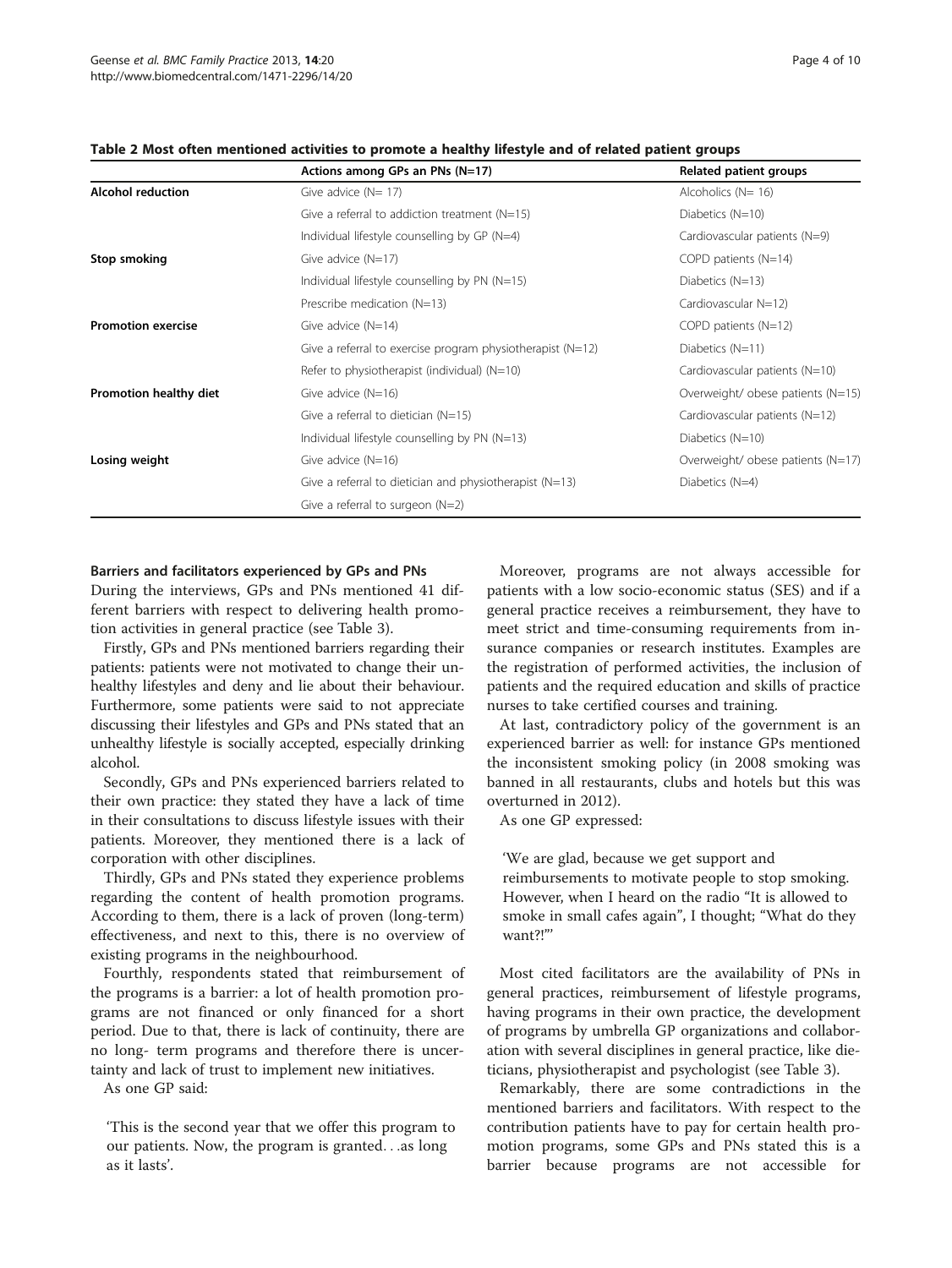**Table 2 Most often mentioned activities to promote a healthy lifestyle and of related patient groups**

| | Actions among GPs an PNs (N=17) | Related patient groups |
|---|---|---|
| **Alcohol reduction** | Give advice (N= 17) | Alcoholics (N= 16) |
| | Give a referral to addiction treatment (N=15) | Diabetics (N=10) |
| | Individual lifestyle counselling by GP (N=4) | Cardiovascular patients (N=9) |
| **Stop smoking** | Give advice (N=17) | COPD patients (N=14) |
| | Individual lifestyle counselling by PN (N=15) | Diabetics (N=13) |
| | Prescribe medication (N=13) | Cardiovascular N=12) |
| **Promotion exercise** | Give advice (N=14) | COPD patients (N=12) |
| | Give a referral to exercise program physiotherapist (N=12) | Diabetics (N=11) |
| | Refer to physiotherapist (individual) (N=10) | Cardiovascular patients (N=10) |
| **Promotion healthy diet** | Give advice (N=16) | Overweight/ obese patients (N=15) |
| | Give a referral to dietician (N=15) | Cardiovascular patients (N=12) |
| | Individual lifestyle counselling by PN (N=13) | Diabetics (N=10) |
| **Losing weight** | Give advice (N=16) | Overweight/ obese patients (N=17) |
| | Give a referral to dietician and physiotherapist (N=13) | Diabetics (N=4) |
| | Give a referral to surgeon (N=2) | |

### Barriers and facilitators experienced by GPs and PNs

During the interviews, GPs and PNs mentioned 41 different barriers with respect to delivering health promotion activities in general practice (see Table 3).

Firstly, GPs and PNs mentioned barriers regarding their patients: patients were not motivated to change their unhealthy lifestyles and deny and lie about their behaviour. Furthermore, some patients were said to not appreciate discussing their lifestyles and GPs and PNs stated that an unhealthy lifestyle is socially accepted, especially drinking alcohol.

Secondly, GPs and PNs experienced barriers related to their own practice: they stated they have a lack of time in their consultations to discuss lifestyle issues with their patients. Moreover, they mentioned there is a lack of corporation with other disciplines.

Thirdly, GPs and PNs stated they experience problems regarding the content of health promotion programs. According to them, there is a lack of proven (long-term) effectiveness, and next to this, there is no overview of existing programs in the neighbourhood.

Fourthly, respondents stated that reimbursement of the programs is a barrier: a lot of health promotion programs are not financed or only financed for a short period. Due to that, there is lack of continuity, there are no long- term programs and therefore there is uncertainty and lack of trust to implement new initiatives.

As one GP said:

> 'This is the second year that we offer this program to our patients. Now, the program is granted…as long as it lasts'.

Moreover, programs are not always accessible for patients with a low socio-economic status (SES) and if a general practice receives a reimbursement, they have to meet strict and time-consuming requirements from insurance companies or research institutes. Examples are the registration of performed activities, the inclusion of patients and the required education and skills of practice nurses to take certified courses and training.

At last, contradictory policy of the government is an experienced barrier as well: for instance GPs mentioned the inconsistent smoking policy (in 2008 smoking was banned in all restaurants, clubs and hotels but this was overturned in 2012).

As one GP expressed:

> 'We are glad, because we get support and reimbursements to motivate people to stop smoking. However, when I heard on the radio "It is allowed to smoke in small cafes again", I thought; "What do they want?!"'

Most cited facilitators are the availability of PNs in general practices, reimbursement of lifestyle programs, having programs in their own practice, the development of programs by umbrella GP organizations and collaboration with several disciplines in general practice, like dieticians, physiotherapist and psychologist (see Table 3).

Remarkably, there are some contradictions in the mentioned barriers and facilitators. With respect to the contribution patients have to pay for certain health promotion programs, some GPs and PNs stated this is a barrier because programs are not accessible for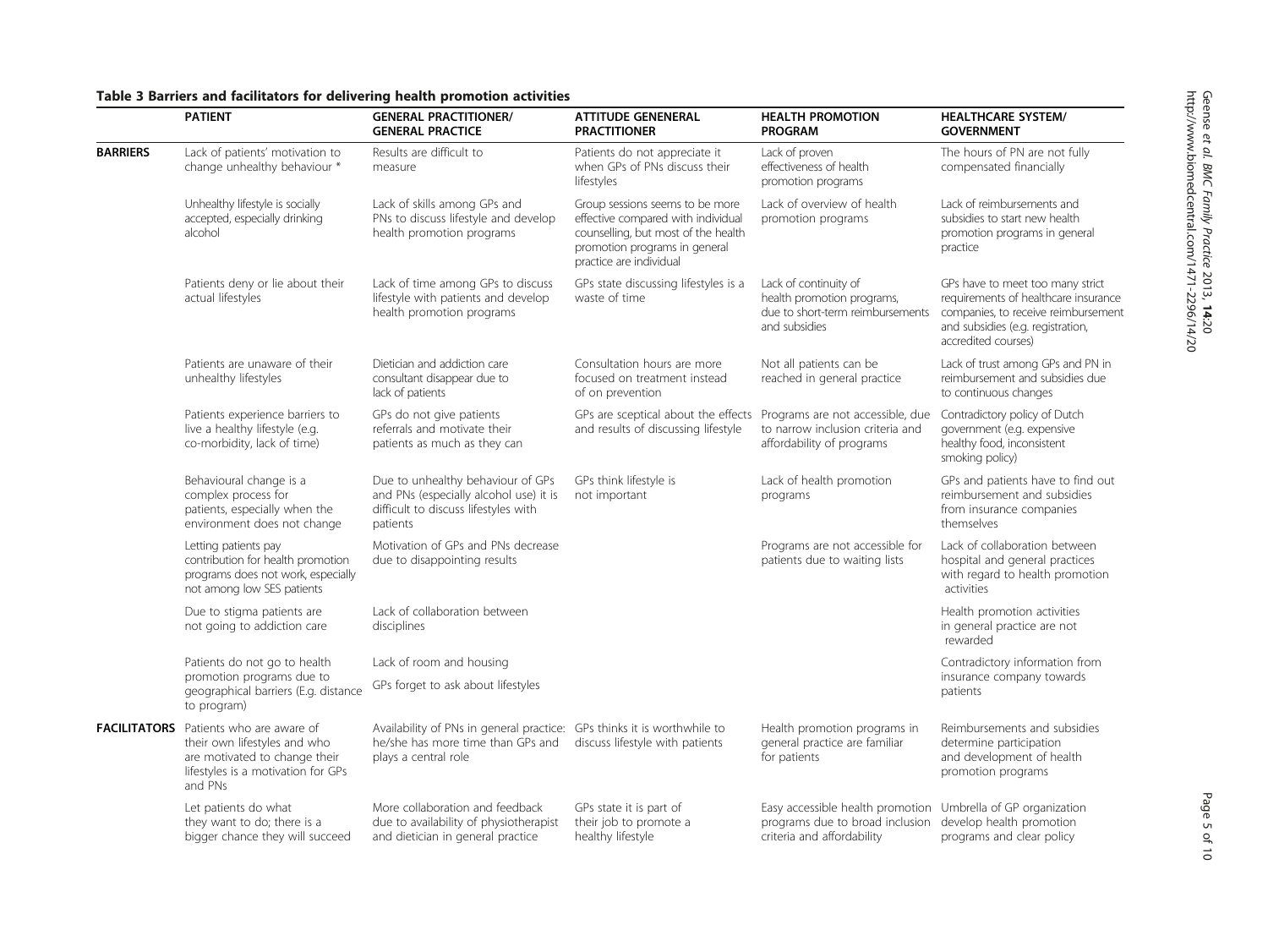**Table 3 Barriers and facilitators for delivering health promotion activities**

| | PATIENT | GENERAL PRACTITIONER/ GENERAL PRACTICE | ATTITUDE GENENERAL PRACTITIONER | HEALTH PROMOTION PROGRAM | HEALTHCARE SYSTEM/ GOVERNMENT |
|---|---|---|---|---|---|
| **BARRIERS** | Lack of patients' motivation to change unhealthy behaviour * | Results are difficult to measure | Patients do not appreciate it when GPs of PNs discuss their lifestyles | Lack of proven effectiveness of health promotion programs | The hours of PN are not fully compensated financially |
| | Unhealthy lifestyle is socially accepted, especially drinking alcohol | Lack of skills among GPs and PNs to discuss lifestyle and develop health promotion programs | Group sessions seems to be more effective compared with individual counselling, but most of the health promotion programs in general practice are individual | Lack of overview of health promotion programs | Lack of reimbursements and subsidies to start new health promotion programs in general practice |
| | Patients deny or lie about their actual lifestyles | Lack of time among GPs to discuss lifestyle with patients and develop health promotion programs | GPs state discussing lifestyles is a waste of time | Lack of continuity of health promotion programs, due to short-term reimbursements and subsidies | GPs have to meet too many strict requirements of healthcare insurance companies, to receive reimbursement and subsidies (e.g. registration, accredited courses) |
| | Patients are unaware of their unhealthy lifestyles | Dietician and addiction care consultant disappear due to lack of patients | Consultation hours are more focused on treatment instead of on prevention | Not all patients can be reached in general practice | Lack of trust among GPs and PN in reimbursement and subsidies due to continuous changes |
| | Patients experience barriers to live a healthy lifestyle (e.g. co-morbidity, lack of time) | GPs do not give patients referrals and motivate their patients as much as they can | GPs are sceptical about the effects and results of discussing lifestyle | Programs are not accessible, due to narrow inclusion criteria and affordability of programs | Contradictory policy of Dutch government (e.g. expensive healthy food, inconsistent smoking policy) |
| | Behavioural change is a complex process for patients, especially when the environment does not change | Due to unhealthy behaviour of GPs and PNs (especially alcohol use) it is difficult to discuss lifestyles with patients | GPs think lifestyle is not important | Lack of health promotion programs | GPs and patients have to find out reimbursement and subsidies from insurance companies themselves |
| | Letting patients pay contribution for health promotion programs does not work, especially not among low SES patients | Motivation of GPs and PNs decrease due to disappointing results | | Programs are not accessible for patients due to waiting lists | Lack of collaboration between hospital and general practices with regard to health promotion activities |
| | Due to stigma patients are not going to addiction care | Lack of collaboration between disciplines | | | Health promotion activities in general practice are not rewarded |
| | Patients do not go to health promotion programs due to geographical barriers (E.g. distance to program) | Lack of room and housing<br>GPs forget to ask about lifestyles | | | Contradictory information from insurance company towards patients |
| **FACILITATORS** | Patients who are aware of their own lifestyles and who are motivated to change their lifestyles is a motivation for GPs and PNs | Availability of PNs in general practice: he/she has more time than GPs and plays a central role | GPs thinks it is worthwhile to discuss lifestyle with patients | Health promotion programs in general practice are familiar for patients | Reimbursements and subsidies determine participation and development of health promotion programs |
| | Let patients do what they want to do; there is a bigger chance they will succeed | More collaboration and feedback due to availability of physiotherapist and dietician in general practice | GPs state it is part of their job to promote a healthy lifestyle | Easy accessible health promotion programs due to broad inclusion criteria and affordability | Umbrella of GP organization develop health promotion programs and clear policy |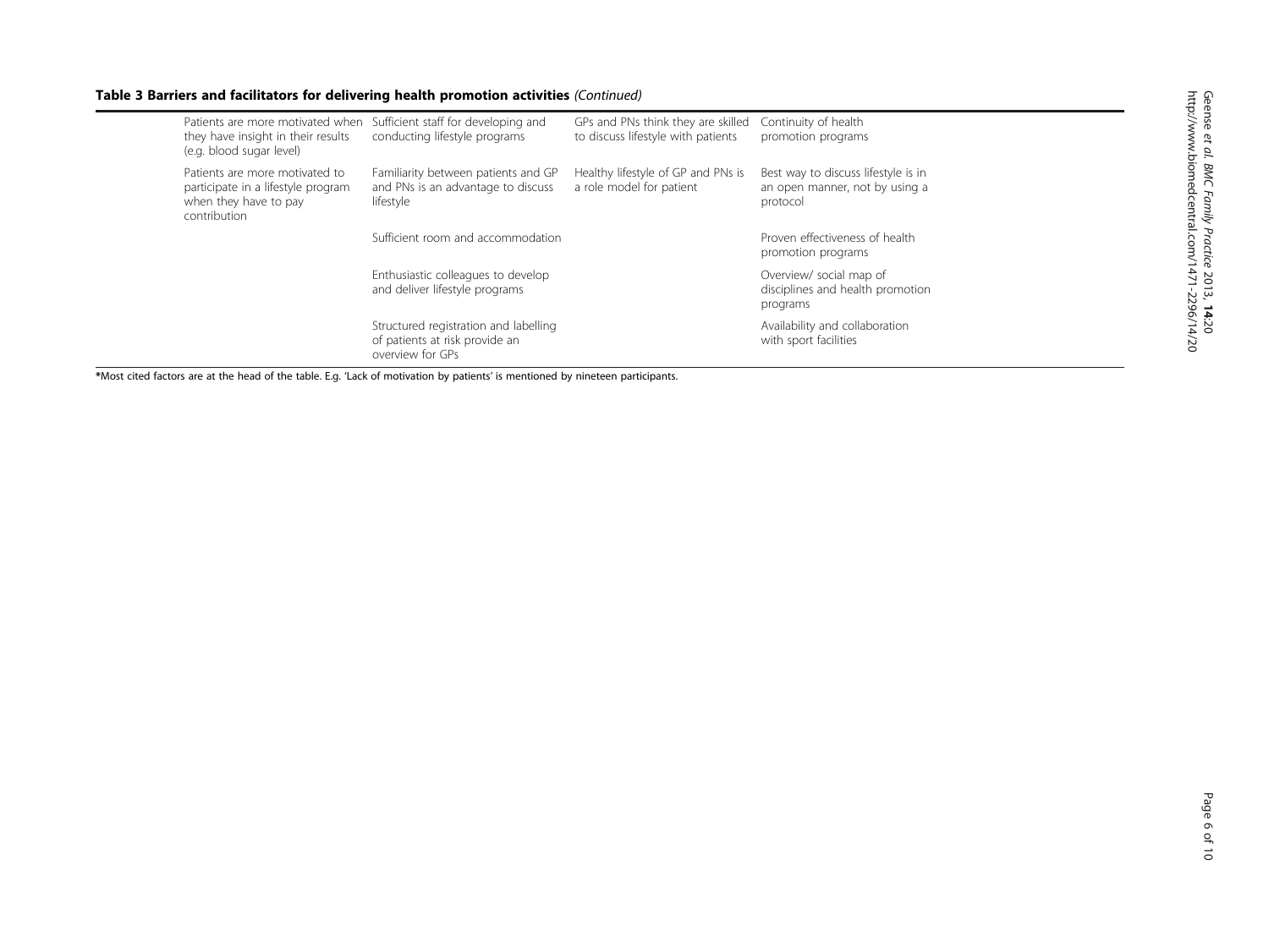**Table 3 Barriers and facilitators for delivering health promotion activities** *(Continued)*

| | | | | |
|---|---|---|---|---|
| | Patients are more motivated when they have insight in their results (e.g. blood sugar level) | Sufficient staff for developing and conducting lifestyle programs | GPs and PNs think they are skilled to discuss lifestyle with patients | Continuity of health promotion programs |
| | Patients are more motivated to participate in a lifestyle program when they have to pay contribution | Familiarity between patients and GP and PNs is an advantage to discuss lifestyle | Healthy lifestyle of GP and PNs is a role model for patient | Best way to discuss lifestyle is in an open manner, not by using a protocol |
| | | Sufficient room and accommodation | | Proven effectiveness of health promotion programs |
| | | Enthusiastic colleagues to develop and deliver lifestyle programs | | Overview/ social map of disciplines and health promotion programs |
| | | Structured registration and labelling of patients at risk provide an overview for GPs | | Availability and collaboration with sport facilities |

*Most cited factors are at the head of the table. E.g. 'Lack of motivation by patients' is mentioned by nineteen participants.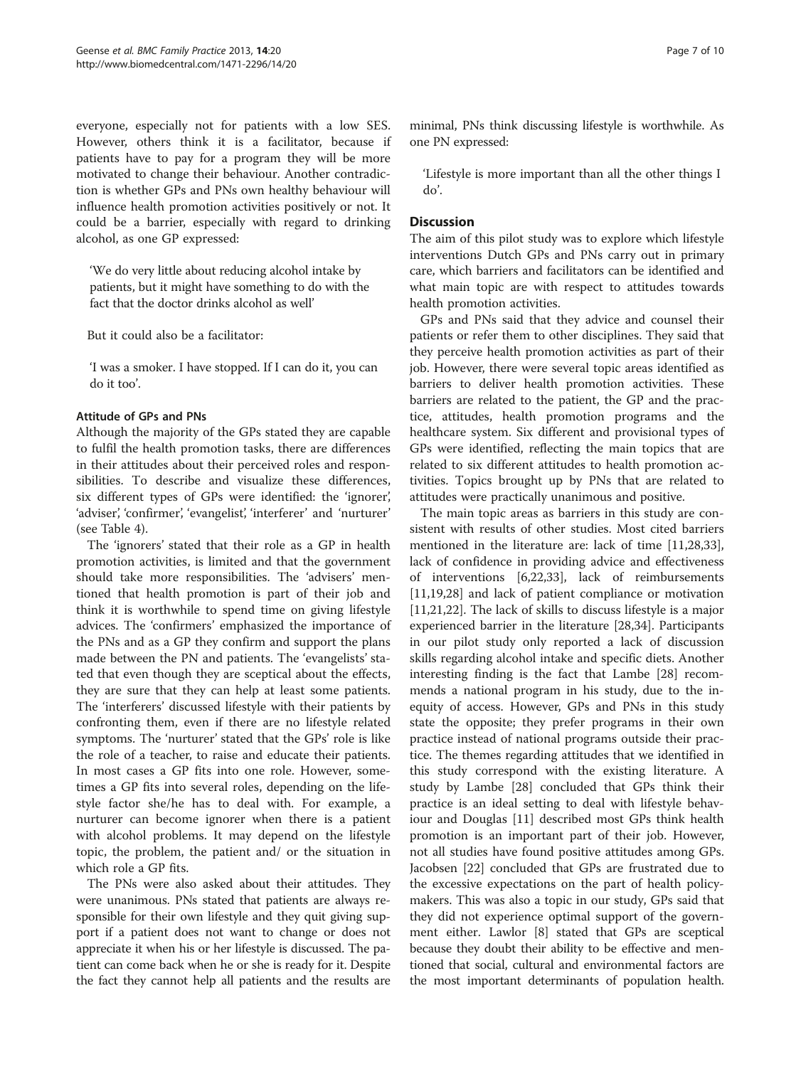everyone, especially not for patients with a low SES. However, others think it is a facilitator, because if patients have to pay for a program they will be more motivated to change their behaviour. Another contradiction is whether GPs and PNs own healthy behaviour will influence health promotion activities positively or not. It could be a barrier, especially with regard to drinking alcohol, as one GP expressed:

'We do very little about reducing alcohol intake by patients, but it might have something to do with the fact that the doctor drinks alcohol as well'

But it could also be a facilitator:

'I was a smoker. I have stopped. If I can do it, you can do it too'.

#### Attitude of GPs and PNs

Although the majority of the GPs stated they are capable to fulfil the health promotion tasks, there are differences in their attitudes about their perceived roles and responsibilities. To describe and visualize these differences, six different types of GPs were identified: the 'ignorer', 'adviser', 'confirmer', 'evangelist', 'interferer' and 'nurturer' (see Table 4).

The 'ignorers' stated that their role as a GP in health promotion activities, is limited and that the government should take more responsibilities. The 'advisers' mentioned that health promotion is part of their job and think it is worthwhile to spend time on giving lifestyle advices. The 'confirmers' emphasized the importance of the PNs and as a GP they confirm and support the plans made between the PN and patients. The 'evangelists' stated that even though they are sceptical about the effects, they are sure that they can help at least some patients. The 'interferers' discussed lifestyle with their patients by confronting them, even if there are no lifestyle related symptoms. The 'nurturer' stated that the GPs' role is like the role of a teacher, to raise and educate their patients. In most cases a GP fits into one role. However, sometimes a GP fits into several roles, depending on the lifestyle factor she/he has to deal with. For example, a nurturer can become ignorer when there is a patient with alcohol problems. It may depend on the lifestyle topic, the problem, the patient and/ or the situation in which role a GP fits.

The PNs were also asked about their attitudes. They were unanimous. PNs stated that patients are always responsible for their own lifestyle and they quit giving support if a patient does not want to change or does not appreciate it when his or her lifestyle is discussed. The patient can come back when he or she is ready for it. Despite the fact they cannot help all patients and the results are minimal, PNs think discussing lifestyle is worthwhile. As one PN expressed:

'Lifestyle is more important than all the other things I do'.

## Discussion

The aim of this pilot study was to explore which lifestyle interventions Dutch GPs and PNs carry out in primary care, which barriers and facilitators can be identified and what main topic are with respect to attitudes towards health promotion activities.

GPs and PNs said that they advice and counsel their patients or refer them to other disciplines. They said that they perceive health promotion activities as part of their job. However, there were several topic areas identified as barriers to deliver health promotion activities. These barriers are related to the patient, the GP and the practice, attitudes, health promotion programs and the healthcare system. Six different and provisional types of GPs were identified, reflecting the main topics that are related to six different attitudes to health promotion activities. Topics brought up by PNs that are related to attitudes were practically unanimous and positive.

The main topic areas as barriers in this study are consistent with results of other studies. Most cited barriers mentioned in the literature are: lack of time [11,28,33], lack of confidence in providing advice and effectiveness of interventions [6,22,33], lack of reimbursements [11,19,28] and lack of patient compliance or motivation [11,21,22]. The lack of skills to discuss lifestyle is a major experienced barrier in the literature [28,34]. Participants in our pilot study only reported a lack of discussion skills regarding alcohol intake and specific diets. Another interesting finding is the fact that Lambe [28] recommends a national program in his study, due to the inequity of access. However, GPs and PNs in this study state the opposite; they prefer programs in their own practice instead of national programs outside their practice. The themes regarding attitudes that we identified in this study correspond with the existing literature. A study by Lambe [28] concluded that GPs think their practice is an ideal setting to deal with lifestyle behaviour and Douglas [11] described most GPs think health promotion is an important part of their job. However, not all studies have found positive attitudes among GPs. Jacobsen [22] concluded that GPs are frustrated due to the excessive expectations on the part of health policymakers. This was also a topic in our study, GPs said that they did not experience optimal support of the government either. Lawlor [8] stated that GPs are sceptical because they doubt their ability to be effective and mentioned that social, cultural and environmental factors are the most important determinants of population health.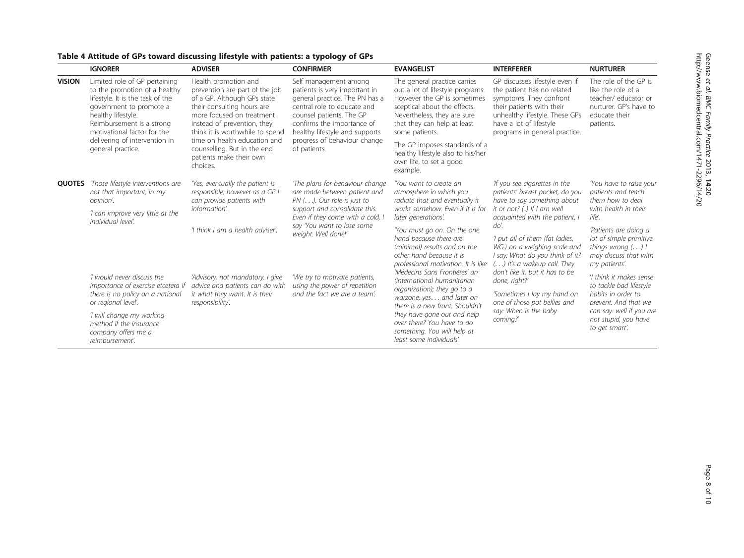**Table 4 Attitude of GPs toward discussing lifestyle with patients: a typology of GPs**

| | IGNORER | ADVISER | CONFIRMER | EVANGELIST | INTERFERER | NURTURER |
|---|---|---|---|---|---|---|
| **VISION** | Limited role of GP pertaining to the promotion of a healthy lifestyle. It is the task of the government to promote a healthy lifestyle. Reimbursement is a strong motivational factor for the delivering of intervention in general practice. | Health promotion and prevention are part of the job of a GP. Although GPs state their consulting hours are more focused on treatment instead of prevention, they think it is worthwhile to spend time on health education and counselling. But in the end patients make their own choices. | Self management among patients is very important in general practice. The PN has a central role to educate and counsel patients. The GP confirms the importance of healthy lifestyle and supports progress of behaviour change of patients. | The general practice carries out a lot of lifestyle programs. However the GP is sometimes sceptical about the effects. Nevertheless, they are sure that they can help at least some patients. The GP imposes standards of a healthy lifestyle also to his/her own life, to set a good example. | GP discusses lifestyle even if the patient has no related symptoms. They confront their patients with their unhealthy lifestyle. These GPs have a lot of lifestyle programs in general practice. | The role of the GP is like the role of a teacher/ educator or nurturer. GP's have to educate their patients. |
| **QUOTES** | *'Those lifestyle interventions are not that important, in my opinion'.* *'I can improve very little at the individual level'.* *'I would never discuss the importance of exercise etcetera if there is no policy on a national or regional level'.* *'I will change my working method if the insurance company offers me a reimbursement'.* | *'Yes, eventually the patient is responsible; however as a GP I can provide patients with information'.* *'I think I am a health adviser'.* *'Advisory, not mandatory. I give advice and patients can do with it what they want. It is their responsibility'.* | *'The plans for behaviour change are made between patient and PN (…). Our role is just to support and consolidate this. Even if they come with a cold, I say 'You want to lose some weight. Well done!'* *'We try to motivate patients, using the power of repetition and the fact we are a team'.* | *'You want to create an atmosphere in which you radiate that and eventually it works somehow. Even if it is for later generations'.* *'You must go on. On the one hand because there are (minimal) results and on the other hand because it is professional motivation. It is like 'Médecins Sans Frontières' an (international humanitarian organization); they go to a warzone, yes… and later on there is a new front. Shouldn't they have gone out and help over there? You have to do something. You will help at least some individuals'.* | *'If you see cigarettes in the patients' breast pocket, do you have to say something about it or not? (..) If I am well acquainted with the patient, I do'.* *'I put all of them (fat ladies, WG.) on a weighing scale and I say: What do you think of it? (…) It's a wakeup call. They don't like it, but it has to be done, right?'* *'Sometimes I lay my hand on one of those pot bellies and say: When is the baby coming?'* | *'You have to raise your patients and teach them how to deal with health in their life'.* *'Patients are doing a lot of simple primitive things wrong (…) I may discuss that with my patients'.* *'I think it makes sense to tackle bad lifestyle habits in order to prevent. And that we can say: well if you are not stupid, you have to get smart'.* |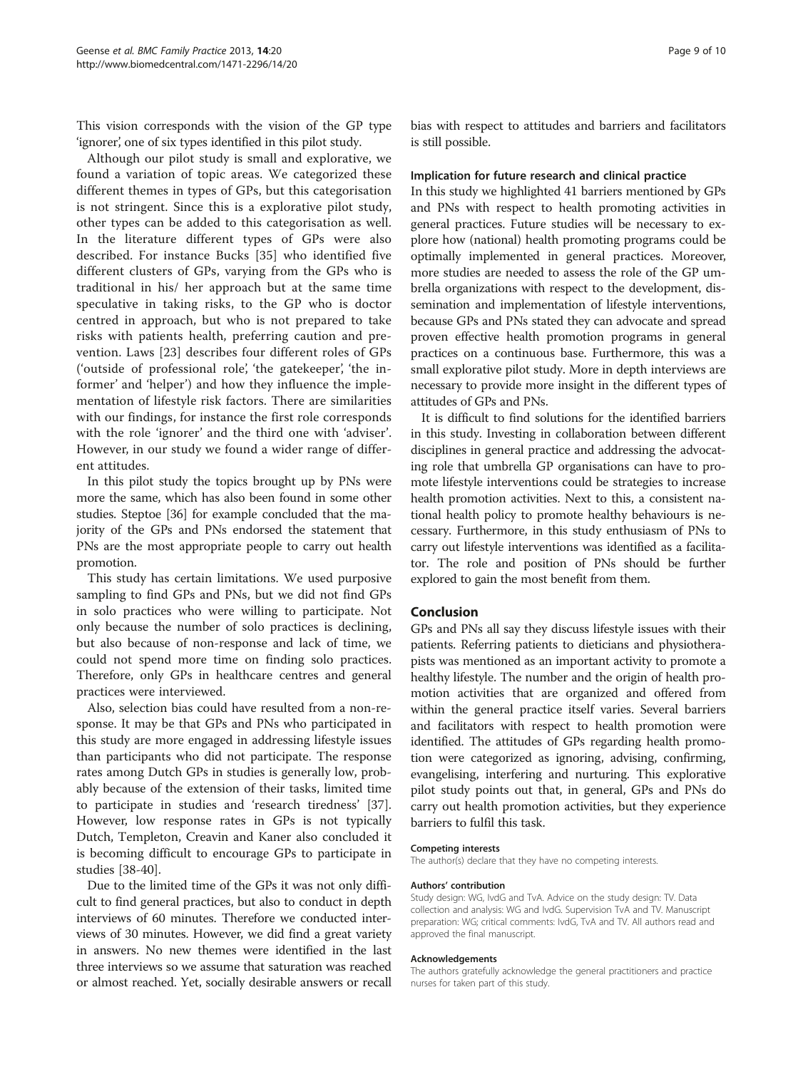This vision corresponds with the vision of the GP type 'ignorer', one of six types identified in this pilot study.

Although our pilot study is small and explorative, we found a variation of topic areas. We categorized these different themes in types of GPs, but this categorisation is not stringent. Since this is a explorative pilot study, other types can be added to this categorisation as well. In the literature different types of GPs were also described. For instance Bucks [35] who identified five different clusters of GPs, varying from the GPs who is traditional in his/ her approach but at the same time speculative in taking risks, to the GP who is doctor centred in approach, but who is not prepared to take risks with patients health, preferring caution and prevention. Laws [23] describes four different roles of GPs ('outside of professional role', 'the gatekeeper', 'the informer' and 'helper') and how they influence the implementation of lifestyle risk factors. There are similarities with our findings, for instance the first role corresponds with the role 'ignorer' and the third one with 'adviser'. However, in our study we found a wider range of different attitudes.

In this pilot study the topics brought up by PNs were more the same, which has also been found in some other studies. Steptoe [36] for example concluded that the majority of the GPs and PNs endorsed the statement that PNs are the most appropriate people to carry out health promotion.

This study has certain limitations. We used purposive sampling to find GPs and PNs, but we did not find GPs in solo practices who were willing to participate. Not only because the number of solo practices is declining, but also because of non-response and lack of time, we could not spend more time on finding solo practices. Therefore, only GPs in healthcare centres and general practices were interviewed.

Also, selection bias could have resulted from a non-response. It may be that GPs and PNs who participated in this study are more engaged in addressing lifestyle issues than participants who did not participate. The response rates among Dutch GPs in studies is generally low, probably because of the extension of their tasks, limited time to participate in studies and 'research tiredness' [37]. However, low response rates in GPs is not typically Dutch, Templeton, Creavin and Kaner also concluded it is becoming difficult to encourage GPs to participate in studies [38-40].

Due to the limited time of the GPs it was not only difficult to find general practices, but also to conduct in depth interviews of 60 minutes. Therefore we conducted interviews of 30 minutes. However, we did find a great variety in answers. No new themes were identified in the last three interviews so we assume that saturation was reached or almost reached. Yet, socially desirable answers or recall bias with respect to attitudes and barriers and facilitators is still possible.

### Implication for future research and clinical practice

In this study we highlighted 41 barriers mentioned by GPs and PNs with respect to health promoting activities in general practices. Future studies will be necessary to explore how (national) health promoting programs could be optimally implemented in general practices. Moreover, more studies are needed to assess the role of the GP umbrella organizations with respect to the development, dissemination and implementation of lifestyle interventions, because GPs and PNs stated they can advocate and spread proven effective health promotion programs in general practices on a continuous base. Furthermore, this was a small explorative pilot study. More in depth interviews are necessary to provide more insight in the different types of attitudes of GPs and PNs.

It is difficult to find solutions for the identified barriers in this study. Investing in collaboration between different disciplines in general practice and addressing the advocating role that umbrella GP organisations can have to promote lifestyle interventions could be strategies to increase health promotion activities. Next to this, a consistent national health policy to promote healthy behaviours is necessary. Furthermore, in this study enthusiasm of PNs to carry out lifestyle interventions was identified as a facilitator. The role and position of PNs should be further explored to gain the most benefit from them.

## Conclusion

GPs and PNs all say they discuss lifestyle issues with their patients. Referring patients to dieticians and physiotherapists was mentioned as an important activity to promote a healthy lifestyle. The number and the origin of health promotion activities that are organized and offered from within the general practice itself varies. Several barriers and facilitators with respect to health promotion were identified. The attitudes of GPs regarding health promotion were categorized as ignoring, advising, confirming, evangelising, interfering and nurturing. This explorative pilot study points out that, in general, GPs and PNs do carry out health promotion activities, but they experience barriers to fulfil this task.

#### Competing interests

The author(s) declare that they have no competing interests.

#### Authors' contribution

Study design: WG, IvdG and TvA. Advice on the study design: TV. Data collection and analysis: WG and IvdG. Supervision TvA and TV. Manuscript preparation: WG; critical comments: IvdG, TvA and TV. All authors read and approved the final manuscript.

#### Acknowledgements

The authors gratefully acknowledge the general practitioners and practice nurses for taken part of this study.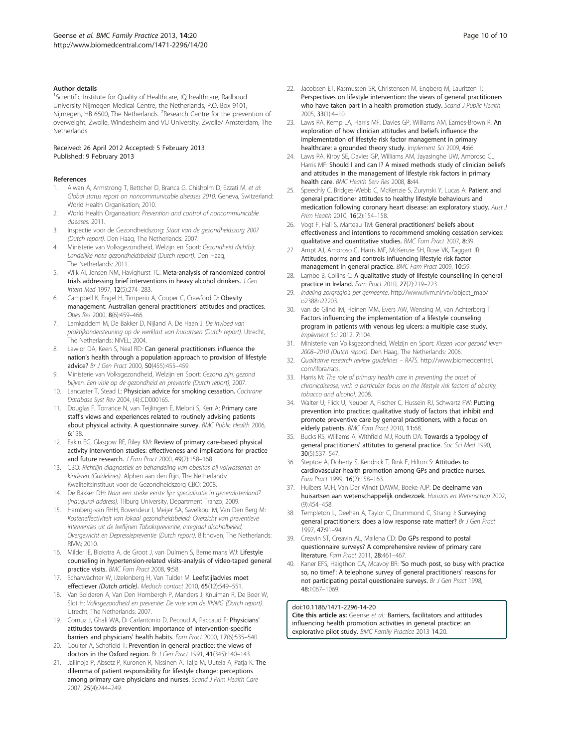### Author details

[1]Scientific Institute for Quality of Healthcare, IQ healthcare, Radboud University Nijmegen Medical Centre, the Netherlands, P.O. Box 9101, Nijmegen, HB 6500, The Netherlands. [2]Research Centre for the prevention of overweight, Zwolle, Windesheim and VU University, Zwolle/ Amsterdam, The Netherlands.

Received: 26 April 2012 Accepted: 5 February 2013
Published: 9 February 2013

### References

1. Alwan A, Armstrong T, Bettcher D, Branca G, Chisholm D, Ezzati M, *et al*: *Global status report on noncommunicable diseases 2010*. Geneva, Switzerland: World Health Organisation; 2010.
2. World Health Organisation: *Prevention and control of noncommunicable diseases*. 2011.
3. Inspectie voor de Gezondheidszorg: *Staat van de gezondheidszorg 2007 (Dutch report)*. Den Haag, The Netherlands: 2007.
4. Ministerie van Volksgezondheid, Welzijn en Sport: *Gezondheid dichtbij: Landelijke nota gezondheidsbeleid (Dutch report)*. Den Haag, The Netherlands: 2011.
5. Wilk AI, Jensen NM, Havighurst TC: **Meta-analysis of randomized control trials addressing brief interventions in heavy alcohol drinkers.** *J Gen Intern Med* 1997, **12**(5):274–283.
6. Campbell K, Engel H, Timperio A, Cooper C, Crawford D: **Obesity management: Australian general practitioners' attitudes and practices.** *Obes Res* 2000, **8**(6):459–466.
7. Lamkaddem M, De Bakker D, Nijland A, De Haan J: *De invloed van praktijkondersteuning op de werklast van huisartsen (Dutch report)*. Utrecht, The Netherlands: NIVEL; 2004.
8. Lawlor DA, Keen S, Neal RD: **Can general practitioners influence the nation's health through a population approach to provision of lifestyle advice?** *Br J Gen Pract* 2000, **50**(455):455–459.
9. Ministerie van Volksgezondheid, Welzijn en Sport: *Gezond zijn, gezond blijven. Een visie op de gezondheid en preventie (Dutch report)*; 2007.
10. Lancaster T, Stead L: **Physician advice for smoking cessation.** *Cochrane Database Syst Rev* 2004, (4):CD000165.
11. Douglas F, Torrance N, van Teijlingen E, Meloni S, Kerr A: **Primary care staff's views and experiences related to routinely advising patients about physical activity. A questionnaire survey.** *BMC Public Health* 2006, **6**:138.
12. Eakin EG, Glasgow RE, Riley KM: **Review of primary care-based physical activity intervention studies: effectiveness and implications for practice and future research.** *J Fam Pract* 2000, **49**(2):158–168.
13. CBO: *Richtlijn diagnostiek en behandeling van obesitas bij volwassenen en kinderen (Guidelines)*. Alphen aan den Rijn, The Netherlands: Kwaliteitsinstituut voor de Gezondheidszorg CBO; 2008.
14. De Bakker DH: *Naar een sterke eerste lijn: specialisatie in generalistenland? (Inaugural address)*. Tilburg University, Department Tranzo; 2009.
15. Hamberg-van RHH, Bovendeur I, Meijer SA, Savelkoul M, Van Den Berg M: *Kosteneffectiviteit van lokaal gezondheidsbeleid: Overzicht van preventieve interventies uit de leeflijnen Tabakspreventie, Integraal alcoholbeleid, Overgewicht en Depressiepreventie (Dutch report)*. Bilthoven, The Netherlands: RIVM; 2010.
16. Milder IE, Blokstra A, de Groot J, van Dulmen S, Bemelmans WJ: **Lifestyle counseling in hypertension-related visits-analysis of video-taped general practice visits.** *BMC Fam Pract* 2008, **9**:58.
17. Scharwächter W, IJzelenberg H, Van Tulder M: **Leefstijladvies moet effectiever** *(Dutch article)*. *Medisch contact* 2010, **65**(12):549–551.
18. Van Bolderen A, Van Den Hombergh P, Manders J, Knuiman R, De Boer W, Slot H: *Volksgezondheid en preventie: De visie van de KNMG (Dutch report)*. Utrecht, The Netherlands: 2007.
19. Cornuz J, Ghali WA, Di Carlantonio D, Pecoud A, Paccaud F: **Physicians' attitudes towards prevention: importance of intervention-specific barriers and physicians' health habits.** *Fam Pract* 2000, **17**(6):535–540.
20. Coulter A, Schofield T: **Prevention in general practice: the views of doctors in the Oxford region.** *Br J Gen Pract* 1991, **41**(345):140–143.
21. Jallinoja P, Absetz P, Kuronen R, Nissinen A, Talja M, Uutela A, Patja K: **The dilemma of patient responsibility for lifestyle change: perceptions among primary care physicians and nurses.** *Scand J Prim Health Care* 2007, **25**(4):244–249.
22. Jacobsen ET, Rasmussen SR, Christensen M, Engberg M, Lauritzen T: **Perspectives on lifestyle intervention: the views of general practitioners who have taken part in a health promotion study.** *Scand J Public Health* 2005, **33**(1):4–10.
23. Laws RA, Kemp LA, Harris MF, Davies GP, Williams AM, Eames-Brown R: **An exploration of how clinician attitudes and beliefs influence the implementation of lifestyle risk factor management in primary healthcare: a grounded theory study.** *Implement Sci* 2009, **4**:66.
24. Laws RA, Kirby SE, Davies GP, Williams AM, Jayasinghe UW, Amoroso CL, Harris MF: **Should I and can I? A mixed methods study of clinician beliefs and attitudes in the management of lifestyle risk factors in primary health care.** *BMC Health Serv Res* 2008, **8**:44.
25. Speechly C, Bridges-Webb C, McKenzie S, Zurynski Y, Lucas A: **Patient and general practitioner attitudes to healthy lifestyle behaviours and medication following coronary heart disease: an exploratory study.** *Aust J Prim Health* 2010, **16**(2):154–158.
26. Vogt F, Hall S, Marteau TM: **General practitioners' beliefs about effectiveness and intentions to recommend smoking cessation services: qualitative and quantitative studies.** *BMC Fam Pract* 2007, **8**:39.
27. Ampt AJ, Amoroso C, Harris MF, McKenzie SH, Rose VK, Taggart JR: **Attitudes, norms and controls influencing lifestyle risk factor management in general practice.** *BMC Fam Pract* 2009, **10**:59.
28. Lambe B, Collins C: **A qualitative study of lifestyle counselling in general practice in Ireland.** *Fam Pract* 2010, **27**(2):219–223.
29. *Indeling zorgregio's per gemeente*. http://www.rivm.nl/vtv/object_map/o2388n22203.
30. van de Glind IM, Heinen MM, Evers AW, Wensing M, van Achterberg T: **Factors influencing the implementation of a lifestyle counseling program in patients with venous leg ulcers: a multiple case study.** *Implement Sci* 2012, **7**:104.
31. Ministerie van Volksgezondheid, Welzijn en Sport: *Kiezen voor gezond leven 2008–2010 (Dutch report)*. Den Haag, The Netherlands: 2006.
32. *Qualitative research review guidelines – RATS*. http://www.biomedcentral.com/ifora/rats.
33. Harris M: *The role of primary health care in preventing the onset of chronicdisease, with a particular focus on the lifestyle risk factors of obesity, tobacco and alcohol*. 2008.
34. Walter U, Flick U, Neuber A, Fischer C, Hussein RJ, Schwartz FW: **Putting prevention into practice: qualitative study of factors that inhibit and promote preventive care by general practitioners, with a focus on elderly patients.** *BMC Fam Pract* 2010, **11**:68.
35. Bucks RS, Williams A, Withfield MJ, Routh DA: **Towards a typology of general practitioners' attitutes to general practice.** *Soc Sci Med* 1990, **30**(5):537–547.
36. Steptoe A, Doherty S, Kendrick T, Rink E, Hilton S: **Attitudes to cardiovascular health promotion among GPs and practice nurses.** *Fam Pract* 1999, **16**(2):158–163.
37. Huibers MJH, Van Der Windt DAWM, Boeke AJP: **De deelname van huisartsen aan wetenschappelijk onderzoek.** *Huisarts en Wetenschap* 2002, (9):454–458.
38. Templeton L, Deehan A, Taylor C, Drummond C, Strang J: **Surveying general practitioners: does a low response rate matter?** *Br J Gen Pract* 1997, **47**:91–94.
39. Creavin ST, Creavin AL, Mallena CD: **Do GPs respond to postal questionnaire surveys? A comprehensive review of primary care literature.** *Fam Pract* 2011, **28**:461–467.
40. Kaner EFS, Haigthon CA, Mcavoy BR: **'So much post, so busy with practice so, no time!': A telephone survey of general practitioners' reasons for not participating postal questionaire surveys.** *Br J Gen Pract* 1998, **48**:1067–1069.

doi:10.1186/1471-2296-14-20
**Cite this article as:** Geense *et al.*: Barriers, facilitators and attitudes influencing health promotion activities in general practice: an explorative pilot study. *BMC Family Practice* 2013 **14**:20.